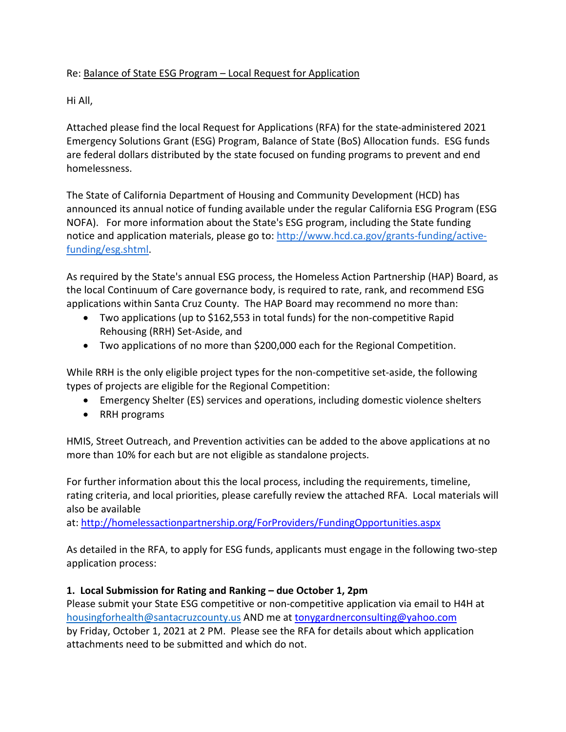Re: Balance of State ESG Program – Local Request for Application

Hi All,

Attached please find the local Request for Applications (RFA) for the state-administered 2021 Emergency Solutions Grant (ESG) Program, Balance of State (BoS) Allocation funds. ESG funds are federal dollars distributed by the state focused on funding programs to prevent and end homelessness.

The State of California Department of Housing and Community Development (HCD) has announced its annual notice of funding available under the regular California ESG Program (ESG NOFA). For more information about the State's ESG program, including the State funding notice and application materials, please go to: [http://www.hcd.ca.gov/grants-funding/active-funding/esg.shtml](http://www.hcd.ca.gov/grants-funding/active-funding/esg.shtml).

As required by the State's annual ESG process, the Homeless Action Partnership (HAP) Board, as the local Continuum of Care governance body, is required to rate, rank, and recommend ESG applications within Santa Cruz County. The HAP Board may recommend no more than:

- Two applications (up to $162,553 in total funds) for the non-competitive Rapid Rehousing (RRH) Set-Aside, and
- Two applications of no more than $200,000 each for the Regional Competition.

While RRH is the only eligible project types for the non-competitive set-aside, the following types of projects are eligible for the Regional Competition:

- Emergency Shelter (ES) services and operations, including domestic violence shelters
- RRH programs

HMIS, Street Outreach, and Prevention activities can be added to the above applications at no more than 10% for each but are not eligible as standalone projects.

For further information about this the local process, including the requirements, timeline, rating criteria, and local priorities, please carefully review the attached RFA. Local materials will also be available at: [http://homelessactionpartnership.org/ForProviders/FundingOpportunities.aspx](http://homelessactionpartnership.org/ForProviders/FundingOpportunities.aspx)

As detailed in the RFA, to apply for ESG funds, applicants must engage in the following two-step application process:

**1. Local Submission for Rating and Ranking – due October 1, 2pm**

Please submit your State ESG competitive or non-competitive application via email to H4H at [housingforhealth@santacruzcounty.us](mailto:housingforhealth@santacruzcounty.us) AND me at [tonygardnerconsulting@yahoo.com](mailto:tonygardnerconsulting@yahoo.com) by Friday, October 1, 2021 at 2 PM. Please see the RFA for details about which application attachments need to be submitted and which do not.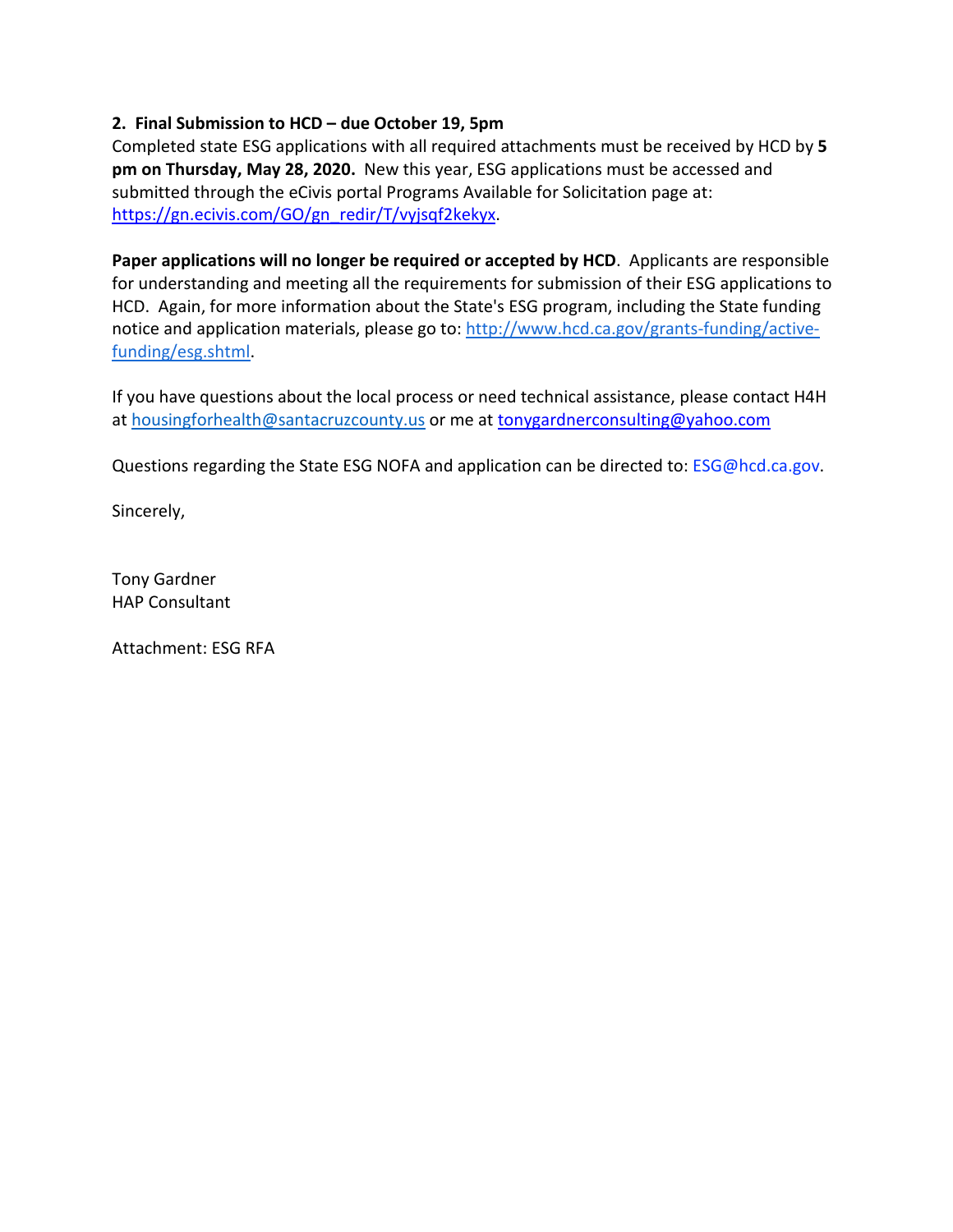**2. Final Submission to HCD – due October 19, 5pm**

Completed state ESG applications with all required attachments must be received by HCD by **5 pm on Thursday, May 28, 2020.** New this year, ESG applications must be accessed and submitted through the eCivis portal Programs Available for Solicitation page at: https://gn.ecivis.com/GO/gn_redir/T/vyjsqf2kekyx.

**Paper applications will no longer be required or accepted by HCD**. Applicants are responsible for understanding and meeting all the requirements for submission of their ESG applications to HCD. Again, for more information about the State's ESG program, including the State funding notice and application materials, please go to: http://www.hcd.ca.gov/grants-funding/active-funding/esg.shtml.

If you have questions about the local process or need technical assistance, please contact H4H at housingforhealth@santacruzcounty.us or me at tonygardnerconsulting@yahoo.com

Questions regarding the State ESG NOFA and application can be directed to: ESG@hcd.ca.gov.

Sincerely,

Tony Gardner
HAP Consultant

Attachment: ESG RFA